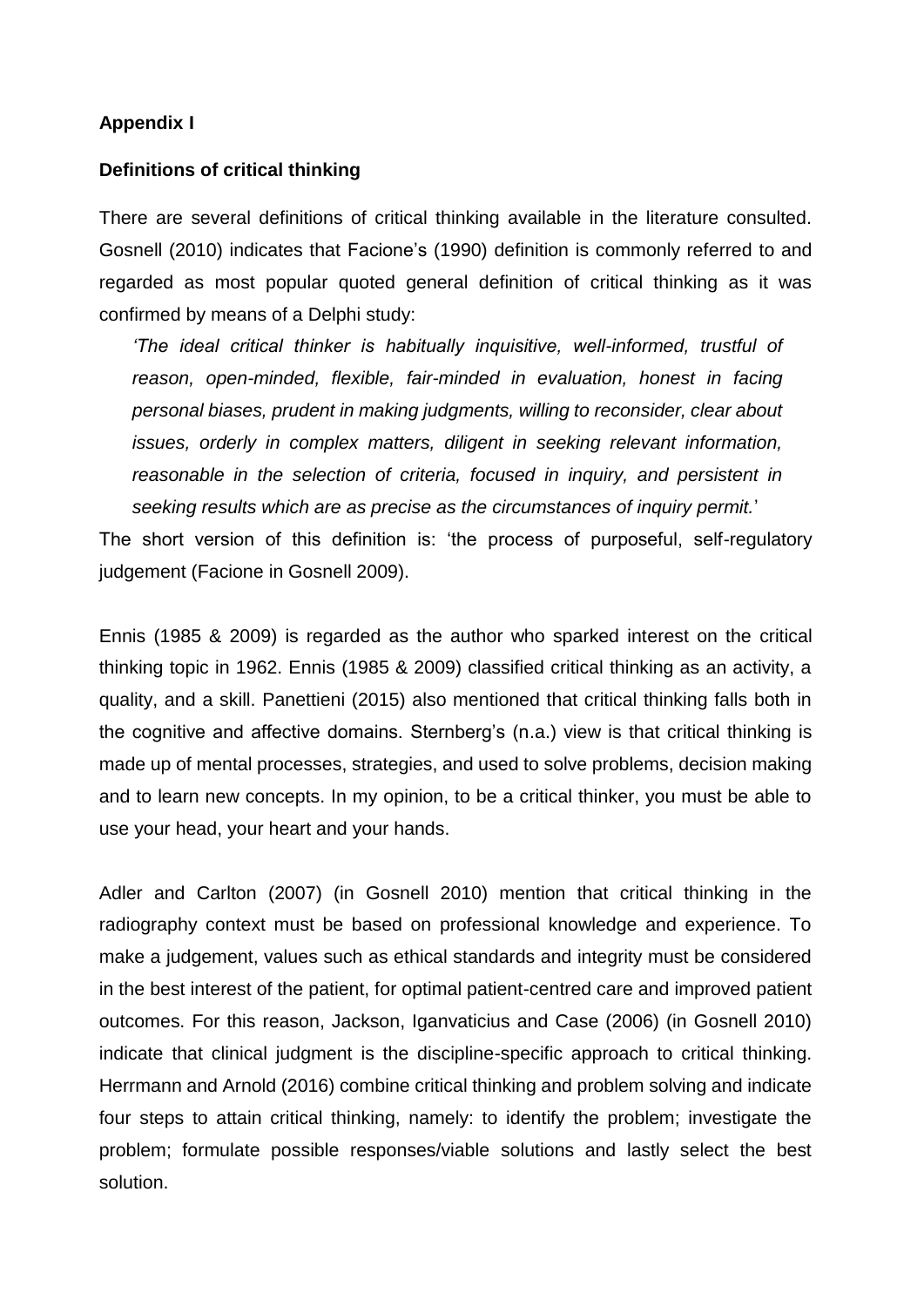**Appendix I**

**Definitions of critical thinking**

There are several definitions of critical thinking available in the literature consulted. Gosnell (2010) indicates that Facione's (1990) definition is commonly referred to and regarded as most popular quoted general definition of critical thinking as it was confirmed by means of a Delphi study:

> *'The ideal critical thinker is habitually inquisitive, well-informed, trustful of reason, open-minded, flexible, fair-minded in evaluation, honest in facing personal biases, prudent in making judgments, willing to reconsider, clear about issues, orderly in complex matters, diligent in seeking relevant information, reasonable in the selection of criteria, focused in inquiry, and persistent in seeking results which are as precise as the circumstances of inquiry permit.*'

The short version of this definition is: 'the process of purposeful, self-regulatory judgement (Facione in Gosnell 2009).

Ennis (1985 & 2009) is regarded as the author who sparked interest on the critical thinking topic in 1962. Ennis (1985 & 2009) classified critical thinking as an activity, a quality, and a skill. Panettieni (2015) also mentioned that critical thinking falls both in the cognitive and affective domains. Sternberg's (n.a.) view is that critical thinking is made up of mental processes, strategies, and used to solve problems, decision making and to learn new concepts. In my opinion, to be a critical thinker, you must be able to use your head, your heart and your hands.

Adler and Carlton (2007) (in Gosnell 2010) mention that critical thinking in the radiography context must be based on professional knowledge and experience. To make a judgement, values such as ethical standards and integrity must be considered in the best interest of the patient, for optimal patient-centred care and improved patient outcomes. For this reason, Jackson, Iganvaticius and Case (2006) (in Gosnell 2010) indicate that clinical judgment is the discipline-specific approach to critical thinking. Herrmann and Arnold (2016) combine critical thinking and problem solving and indicate four steps to attain critical thinking, namely: to identify the problem; investigate the problem; formulate possible responses/viable solutions and lastly select the best solution.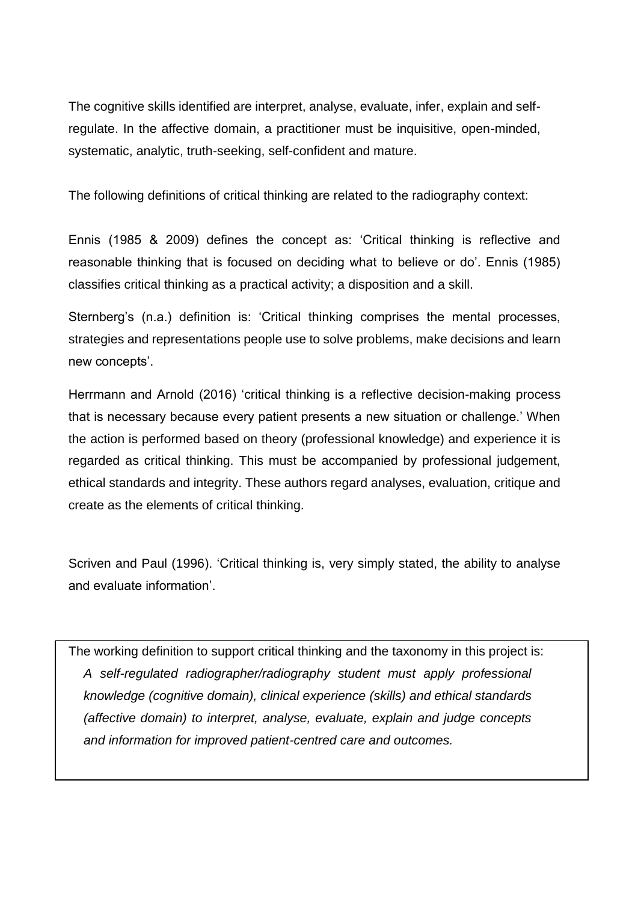The cognitive skills identified are interpret, analyse, evaluate, infer, explain and self-regulate. In the affective domain, a practitioner must be inquisitive, open-minded, systematic, analytic, truth-seeking, self-confident and mature.

The following definitions of critical thinking are related to the radiography context:

Ennis (1985 & 2009) defines the concept as: 'Critical thinking is reflective and reasonable thinking that is focused on deciding what to believe or do'. Ennis (1985) classifies critical thinking as a practical activity; a disposition and a skill.

Sternberg's (n.a.) definition is: 'Critical thinking comprises the mental processes, strategies and representations people use to solve problems, make decisions and learn new concepts'.

Herrmann and Arnold (2016) 'critical thinking is a reflective decision-making process that is necessary because every patient presents a new situation or challenge.' When the action is performed based on theory (professional knowledge) and experience it is regarded as critical thinking. This must be accompanied by professional judgement, ethical standards and integrity. These authors regard analyses, evaluation, critique and create as the elements of critical thinking.

Scriven and Paul (1996). 'Critical thinking is, very simply stated, the ability to analyse and evaluate information'.

> The working definition to support critical thinking and the taxonomy in this project is:
>
> *A self-regulated radiographer/radiography student must apply professional knowledge (cognitive domain), clinical experience (skills) and ethical standards (affective domain) to interpret, analyse, evaluate, explain and judge concepts and information for improved patient-centred care and outcomes.*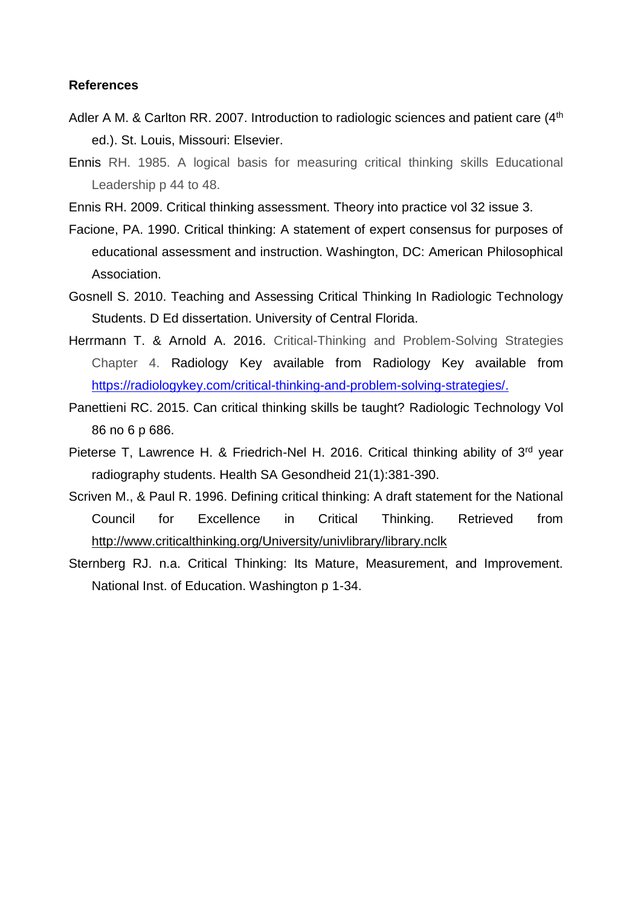**References**

Adler A M. & Carlton RR. 2007. Introduction to radiologic sciences and patient care (4th ed.). St. Louis, Missouri: Elsevier.

Ennis RH. 1985. A logical basis for measuring critical thinking skills Educational Leadership p 44 to 48.

Ennis RH. 2009. Critical thinking assessment. Theory into practice vol 32 issue 3.

Facione, PA. 1990. Critical thinking: A statement of expert consensus for purposes of educational assessment and instruction. Washington, DC: American Philosophical Association.

Gosnell S. 2010. Teaching and Assessing Critical Thinking In Radiologic Technology Students. D Ed dissertation. University of Central Florida.

Herrmann T. & Arnold A. 2016. Critical-Thinking and Problem-Solving Strategies Chapter 4. Radiology Key available from Radiology Key available from https://radiologykey.com/critical-thinking-and-problem-solving-strategies/.

Panettieni RC. 2015. Can critical thinking skills be taught? Radiologic Technology Vol 86 no 6 p 686.

Pieterse T, Lawrence H. & Friedrich-Nel H. 2016. Critical thinking ability of 3rd year radiography students. Health SA Gesondheid 21(1):381-390.

Scriven M., & Paul R. 1996. Defining critical thinking: A draft statement for the National Council for Excellence in Critical Thinking. Retrieved from http://www.criticalthinking.org/University/univlibrary/library.nclk

Sternberg RJ. n.a. Critical Thinking: Its Mature, Measurement, and Improvement. National Inst. of Education. Washington p 1-34.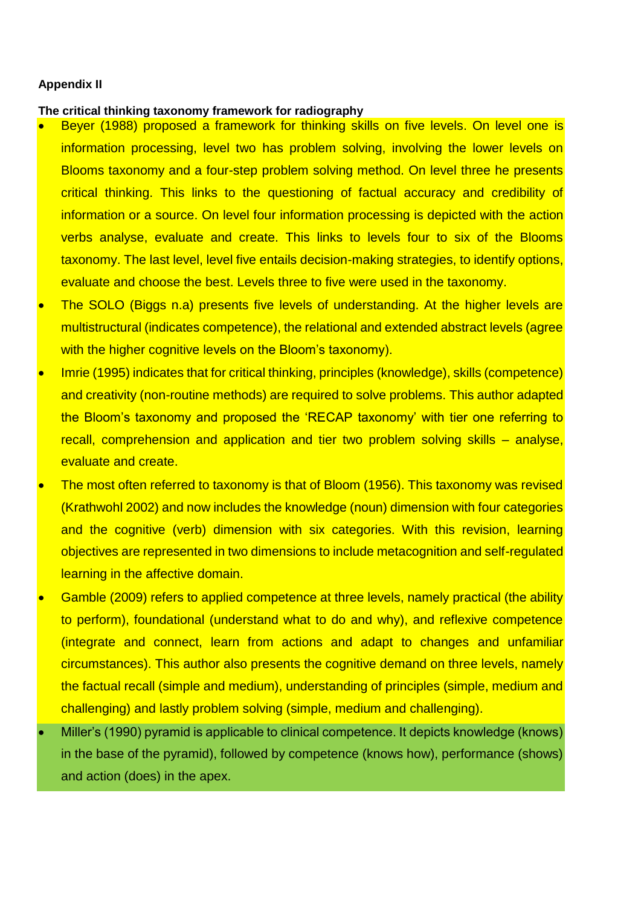**Appendix II**

**The critical thinking taxonomy framework for radiography**

- Beyer (1988) proposed a framework for thinking skills on five levels. On level one is information processing, level two has problem solving, involving the lower levels on Blooms taxonomy and a four-step problem solving method. On level three he presents critical thinking. This links to the questioning of factual accuracy and credibility of information or a source. On level four information processing is depicted with the action verbs analyse, evaluate and create. This links to levels four to six of the Blooms taxonomy. The last level, level five entails decision-making strategies, to identify options, evaluate and choose the best. Levels three to five were used in the taxonomy.
- The SOLO (Biggs n.a) presents five levels of understanding. At the higher levels are multistructural (indicates competence), the relational and extended abstract levels (agree with the higher cognitive levels on the Bloom's taxonomy).
- Imrie (1995) indicates that for critical thinking, principles (knowledge), skills (competence) and creativity (non-routine methods) are required to solve problems. This author adapted the Bloom's taxonomy and proposed the 'RECAP taxonomy' with tier one referring to recall, comprehension and application and tier two problem solving skills – analyse, evaluate and create.
- The most often referred to taxonomy is that of Bloom (1956). This taxonomy was revised (Krathwohl 2002) and now includes the knowledge (noun) dimension with four categories and the cognitive (verb) dimension with six categories. With this revision, learning objectives are represented in two dimensions to include metacognition and self-regulated learning in the affective domain.
- Gamble (2009) refers to applied competence at three levels, namely practical (the ability to perform), foundational (understand what to do and why), and reflexive competence (integrate and connect, learn from actions and adapt to changes and unfamiliar circumstances). This author also presents the cognitive demand on three levels, namely the factual recall (simple and medium), understanding of principles (simple, medium and challenging) and lastly problem solving (simple, medium and challenging).
- Miller's (1990) pyramid is applicable to clinical competence. It depicts knowledge (knows) in the base of the pyramid), followed by competence (knows how), performance (shows) and action (does) in the apex.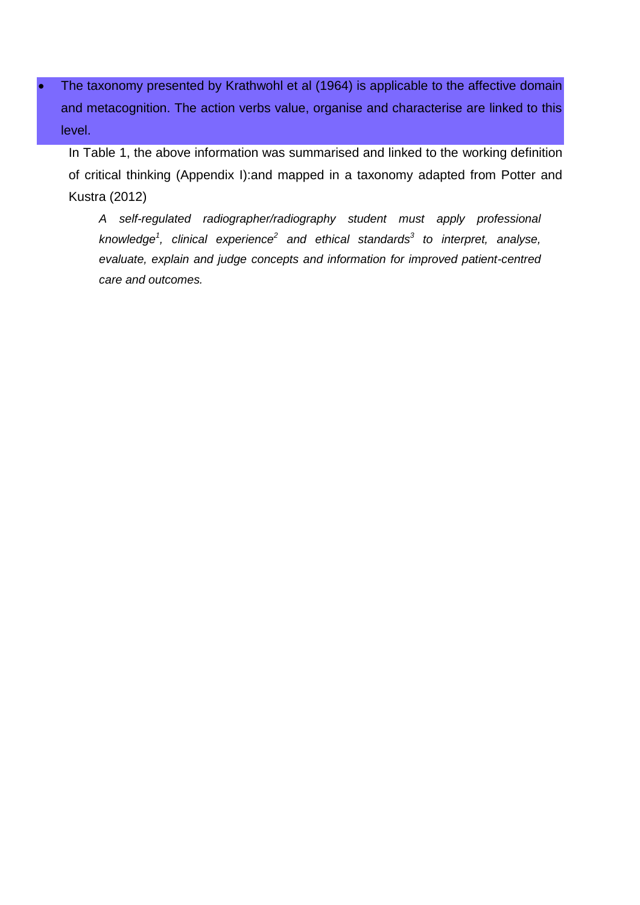- The taxonomy presented by Krathwohl et al (1964) is applicable to the affective domain and metacognition. The action verbs value, organise and characterise are linked to this level.

In Table 1, the above information was summarised and linked to the working definition of critical thinking (Appendix I):and mapped in a taxonomy adapted from Potter and Kustra (2012)

> *A self-regulated radiographer/radiography student must apply professional knowledge[1], clinical experience[2] and ethical standards[3] to interpret, analyse, evaluate, explain and judge concepts and information for improved patient-centred care and outcomes.*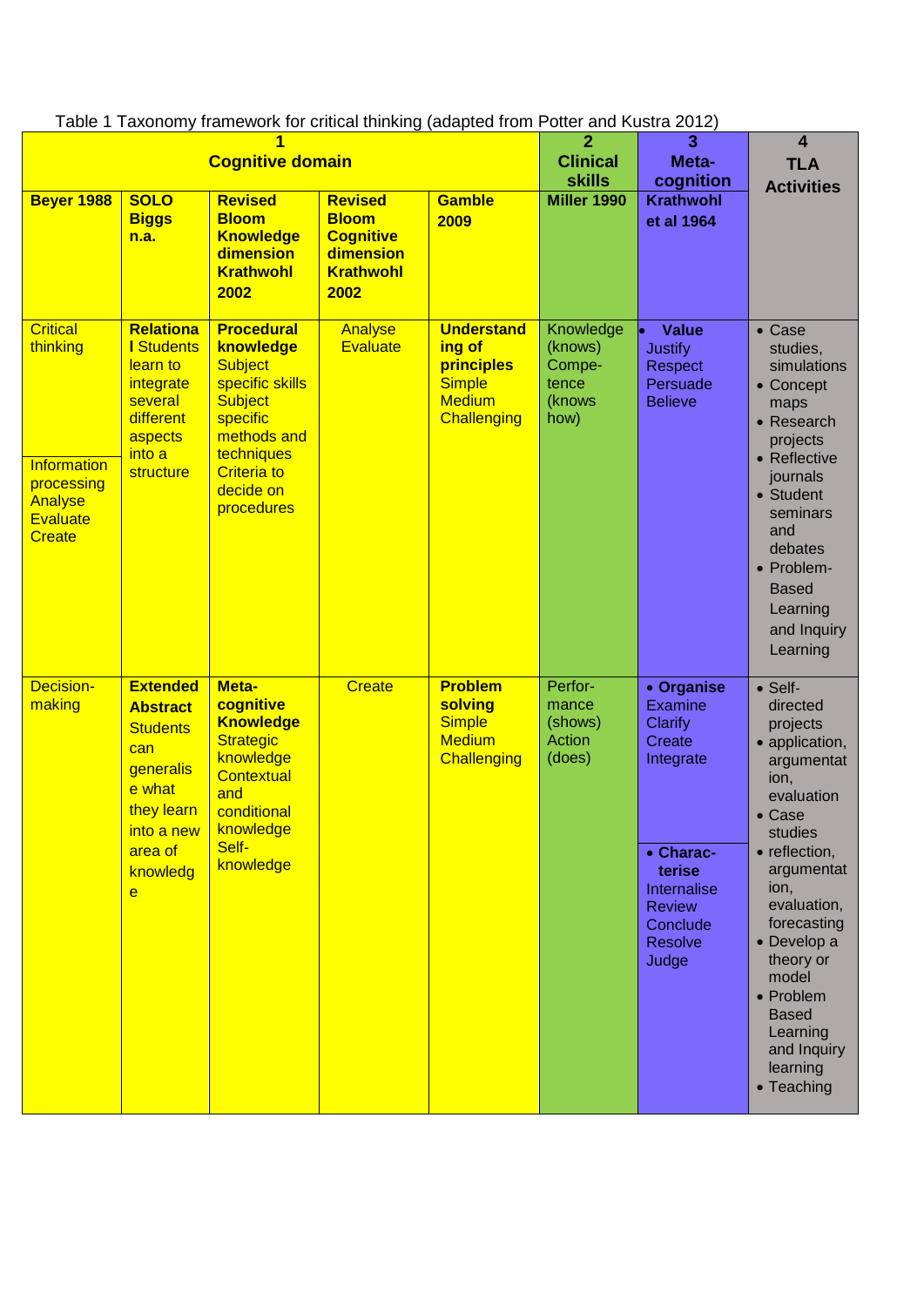Table 1 Taxonomy framework for critical thinking (adapted from Potter and Kustra 2012)

| 1 Cognitive domain | | | | | 2 Clinical skills | 3 Meta-cognition | 4 TLA Activities |
|---|---|---|---|---|---|---|---|
| **Beyer 1988** | **SOLO Biggs n.a.** | **Revised Bloom Knowledge dimension Krathwohl 2002** | **Revised Bloom Cognitive dimension Krathwohl 2002** | **Gamble 2009** | **Miller 1990** | **Krathwohl et al 1964** | |
| Critical thinking<br><br>Information processing Analyse Evaluate Create | **Relational** Students learn to integrate several different aspects into a structure | **Procedural knowledge** Subject specific skills Subject specific methods and techniques Criteria to decide on procedures | Analyse Evaluate | **Understanding of principles** Simple Medium Challenging | Knowledge (knows) Competence (knows how) | • **Value** Justify Respect Persuade Believe | • Case studies, simulations<br>• Concept maps<br>• Research projects<br>• Reflective journals<br>• Student seminars and debates<br>• Problem-Based Learning and Inquiry Learning |
| Decision-making | **Extended Abstract** Students can generalise what they learn into a new area of knowledge | **Meta-cognitive Knowledge** Strategic knowledge Contextual and conditional knowledge Self-knowledge | Create | **Problem solving** Simple Medium Challenging | Performance (shows) Action (does) | • **Organise** Examine Clarify Create Integrate<br><br>• **Characterise** Internalise Review Conclude Resolve Judge | • Self-directed projects<br>• application, argumentation, evaluation<br>• Case studies<br>• reflection, argumentation, evaluation, forecasting<br>• Develop a theory or model<br>• Problem Based Learning and Inquiry learning<br>• Teaching |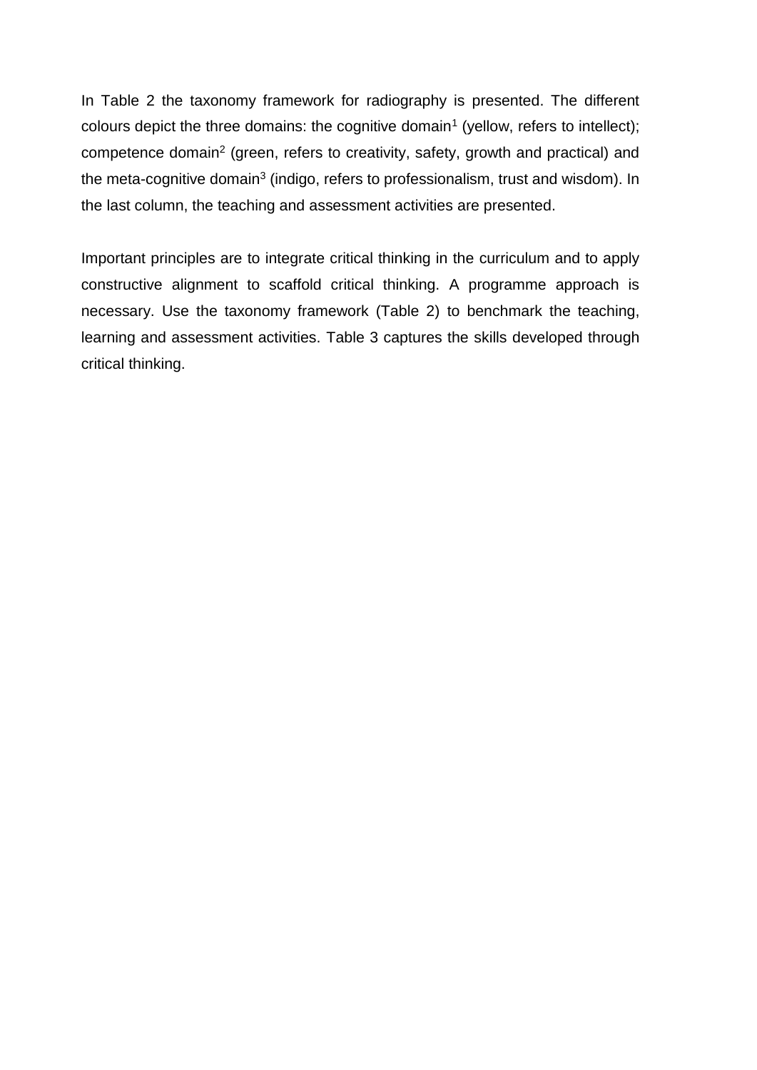In Table 2 the taxonomy framework for radiography is presented. The different colours depict the three domains: the cognitive domain[1] (yellow, refers to intellect); competence domain[2] (green, refers to creativity, safety, growth and practical) and the meta-cognitive domain[3] (indigo, refers to professionalism, trust and wisdom). In the last column, the teaching and assessment activities are presented.

Important principles are to integrate critical thinking in the curriculum and to apply constructive alignment to scaffold critical thinking. A programme approach is necessary. Use the taxonomy framework (Table 2) to benchmark the teaching, learning and assessment activities. Table 3 captures the skills developed through critical thinking.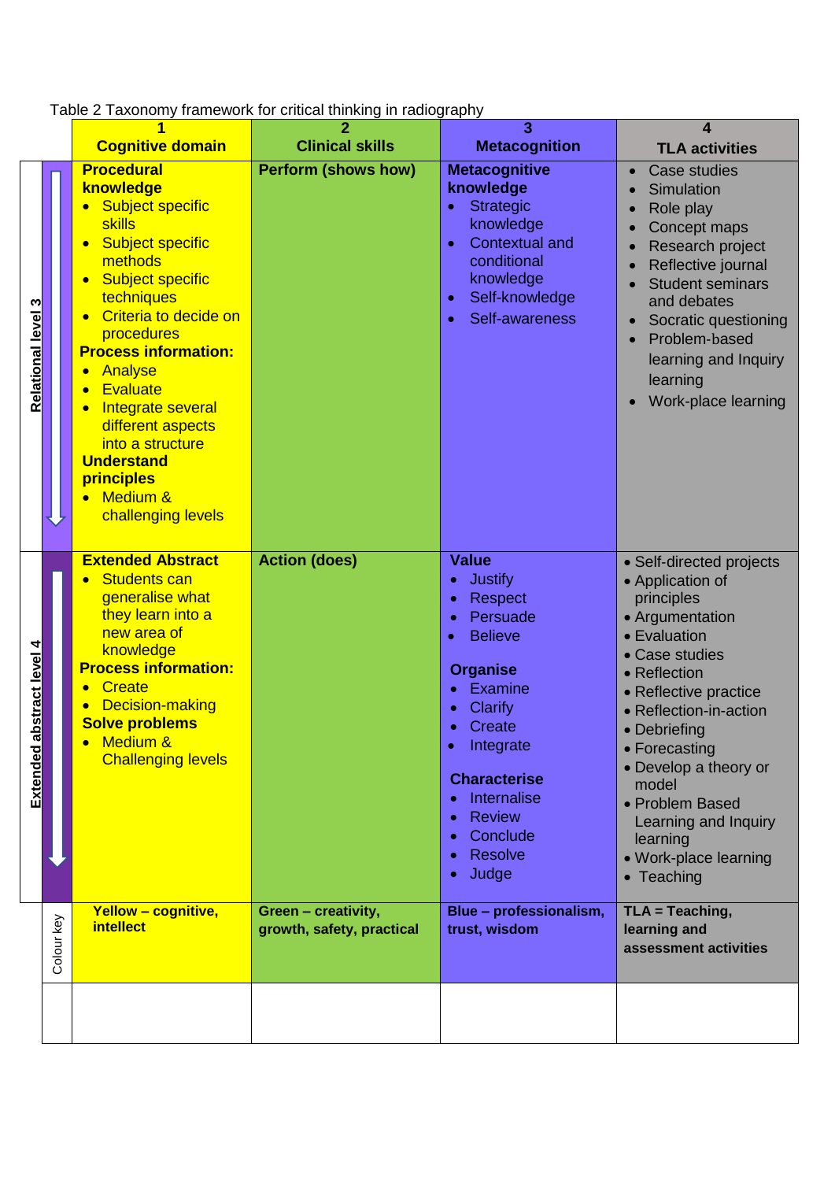Table 2 Taxonomy framework for critical thinking in radiography

| | 1<br>**Cognitive domain** | 2<br>**Clinical skills** | 3<br>**Metacognition** | 4<br>**TLA activities** |
|---|---|---|---|---|
| **Relational level 3** | **Procedural knowledge**<br>• Subject specific skills<br>• Subject specific methods<br>• Subject specific techniques<br>• Criteria to decide on procedures<br>**Process information:**<br>• Analyse<br>• Evaluate<br>• Integrate several different aspects into a structure<br>**Understand principles**<br>• Medium & challenging levels | **Perform (shows how)** | **Metacognitive knowledge**<br>• Strategic knowledge<br>• Contextual and conditional knowledge<br>• Self-knowledge<br>• Self-awareness | • Case studies<br>• Simulation<br>• Role play<br>• Concept maps<br>• Research project<br>• Reflective journal<br>• Student seminars and debates<br>• Socratic questioning<br>• Problem-based learning and Inquiry learning<br>• Work-place learning |
| **Extended abstract level 4** | **Extended Abstract**<br>• Students can generalise what they learn into a new area of knowledge<br>**Process information:**<br>• Create<br>• Decision-making<br>**Solve problems**<br>• Medium & Challenging levels | **Action (does)** | **Value**<br>• Justify<br>• Respect<br>• Persuade<br>• Believe<br>**Organise**<br>• Examine<br>• Clarify<br>• Create<br>• Integrate<br>**Characterise**<br>• Internalise<br>• Review<br>• Conclude<br>• Resolve<br>• Judge | • Self-directed projects<br>• Application of principles<br>• Argumentation<br>• Evaluation<br>• Case studies<br>• Reflection<br>• Reflective practice<br>• Reflection-in-action<br>• Debriefing<br>• Forecasting<br>• Develop a theory or model<br>• Problem Based Learning and Inquiry learning<br>• Work-place learning<br>• Teaching |
| Colour key | **Yellow – cognitive, intellect** | **Green – creativity, growth, safety, practical** | **Blue – professionalism, trust, wisdom** | **TLA = Teaching, learning and assessment activities** |
| | | | | |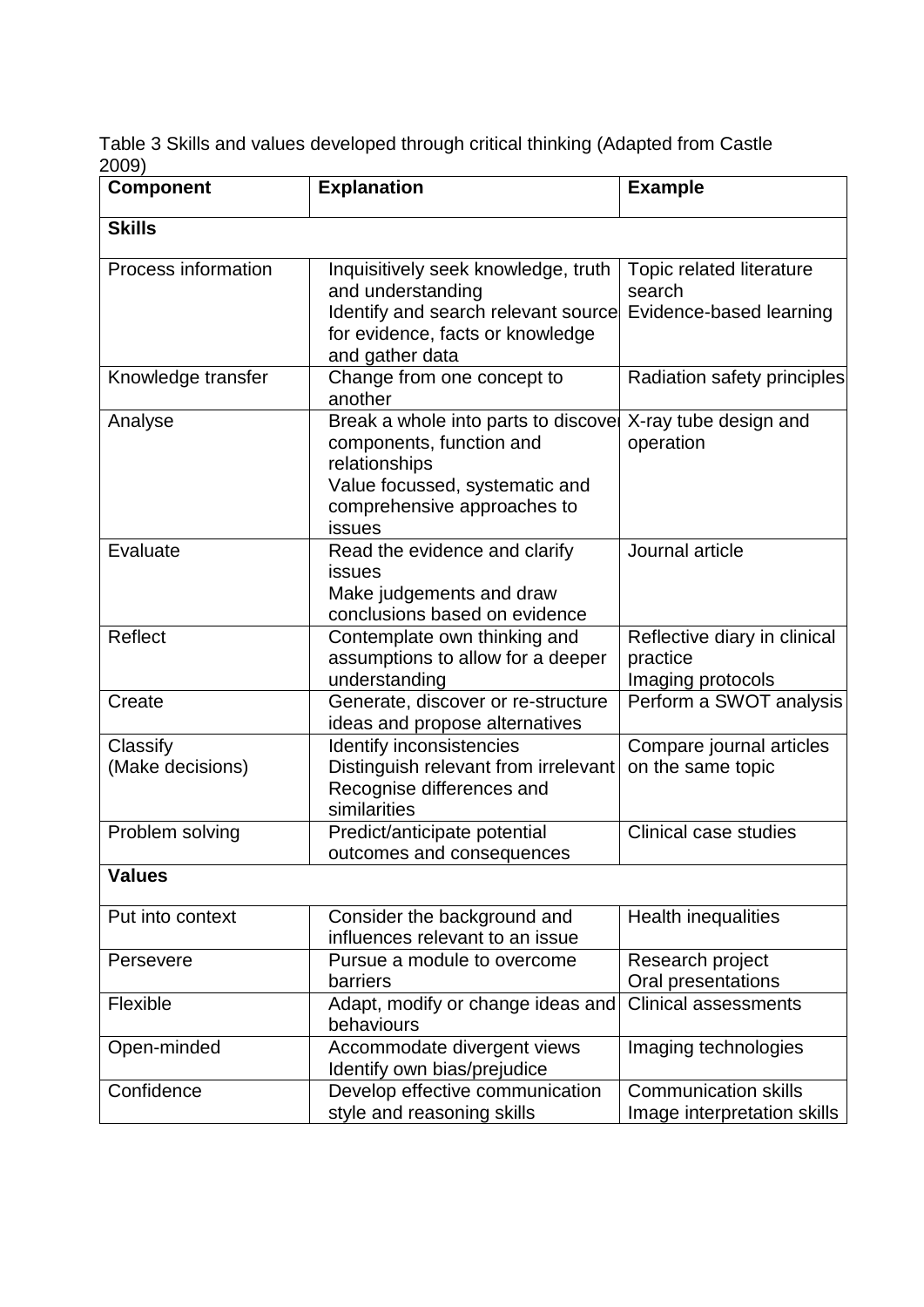Table 3 Skills and values developed through critical thinking (Adapted from Castle 2009)

| Component | Explanation | Example |
|---|---|---|
| **Skills** | | |
| Process information | Inquisitively seek knowledge, truth and understanding<br>Identify and search relevant source for evidence, facts or knowledge and gather data | Topic related literature search<br>Evidence-based learning |
| Knowledge transfer | Change from one concept to another | Radiation safety principles |
| Analyse | Break a whole into parts to discover components, function and relationships<br>Value focussed, systematic and comprehensive approaches to issues | X-ray tube design and operation |
| Evaluate | Read the evidence and clarify issues<br>Make judgements and draw conclusions based on evidence | Journal article |
| Reflect | Contemplate own thinking and assumptions to allow for a deeper understanding | Reflective diary in clinical practice<br>Imaging protocols |
| Create | Generate, discover or re-structure ideas and propose alternatives | Perform a SWOT analysis |
| Classify<br>(Make decisions) | Identify inconsistencies<br>Distinguish relevant from irrelevant<br>Recognise differences and similarities | Compare journal articles on the same topic |
| Problem solving | Predict/anticipate potential outcomes and consequences | Clinical case studies |
| **Values** | | |
| Put into context | Consider the background and influences relevant to an issue | Health inequalities |
| Persevere | Pursue a module to overcome barriers | Research project<br>Oral presentations |
| Flexible | Adapt, modify or change ideas and behaviours | Clinical assessments |
| Open-minded | Accommodate divergent views<br>Identify own bias/prejudice | Imaging technologies |
| Confidence | Develop effective communication style and reasoning skills | Communication skills<br>Image interpretation skills |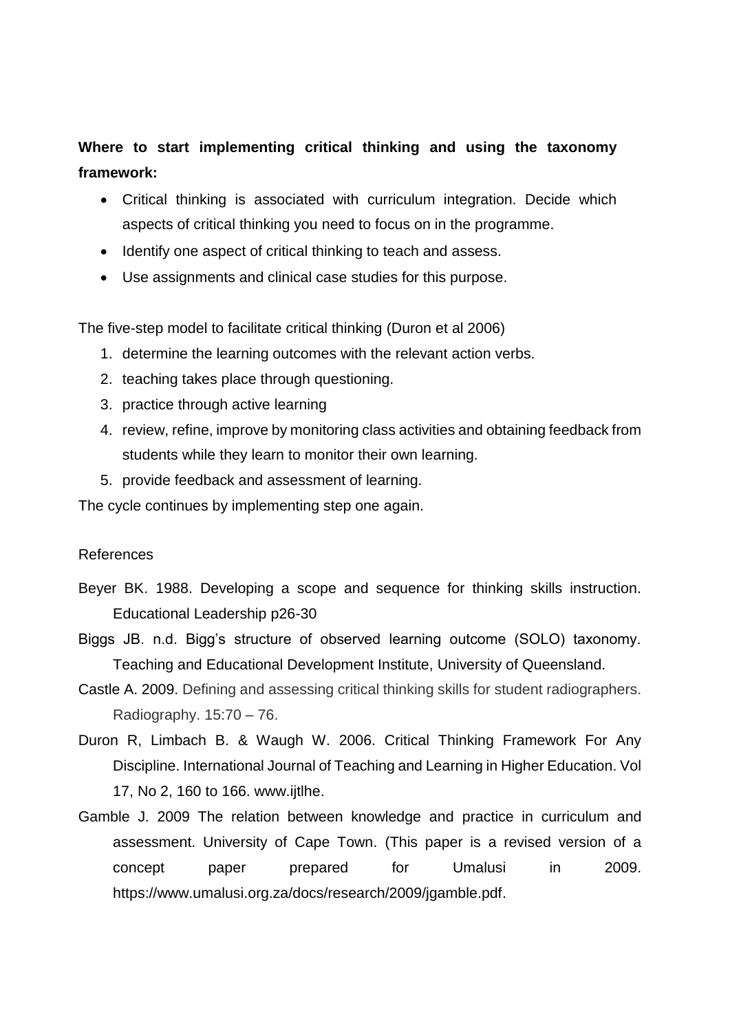**Where to start implementing critical thinking and using the taxonomy framework:**

- Critical thinking is associated with curriculum integration. Decide which aspects of critical thinking you need to focus on in the programme.
- Identify one aspect of critical thinking to teach and assess.
- Use assignments and clinical case studies for this purpose.

The five-step model to facilitate critical thinking (Duron et al 2006)

1. determine the learning outcomes with the relevant action verbs.
2. teaching takes place through questioning.
3. practice through active learning
4. review, refine, improve by monitoring class activities and obtaining feedback from students while they learn to monitor their own learning.
5. provide feedback and assessment of learning.

The cycle continues by implementing step one again.

References

Beyer BK. 1988. Developing a scope and sequence for thinking skills instruction. Educational Leadership p26-30

Biggs JB. n.d. Bigg's structure of observed learning outcome (SOLO) taxonomy. Teaching and Educational Development Institute, University of Queensland.

Castle A. 2009. Defining and assessing critical thinking skills for student radiographers. Radiography. 15:70 – 76.

Duron R, Limbach B. & Waugh W. 2006. Critical Thinking Framework For Any Discipline. International Journal of Teaching and Learning in Higher Education. Vol 17, No 2, 160 to 166. www.ijtlhe.

Gamble J. 2009 The relation between knowledge and practice in curriculum and assessment. University of Cape Town. (This paper is a revised version of a concept paper prepared for Umalusi in 2009. https://www.umalusi.org.za/docs/research/2009/jgamble.pdf.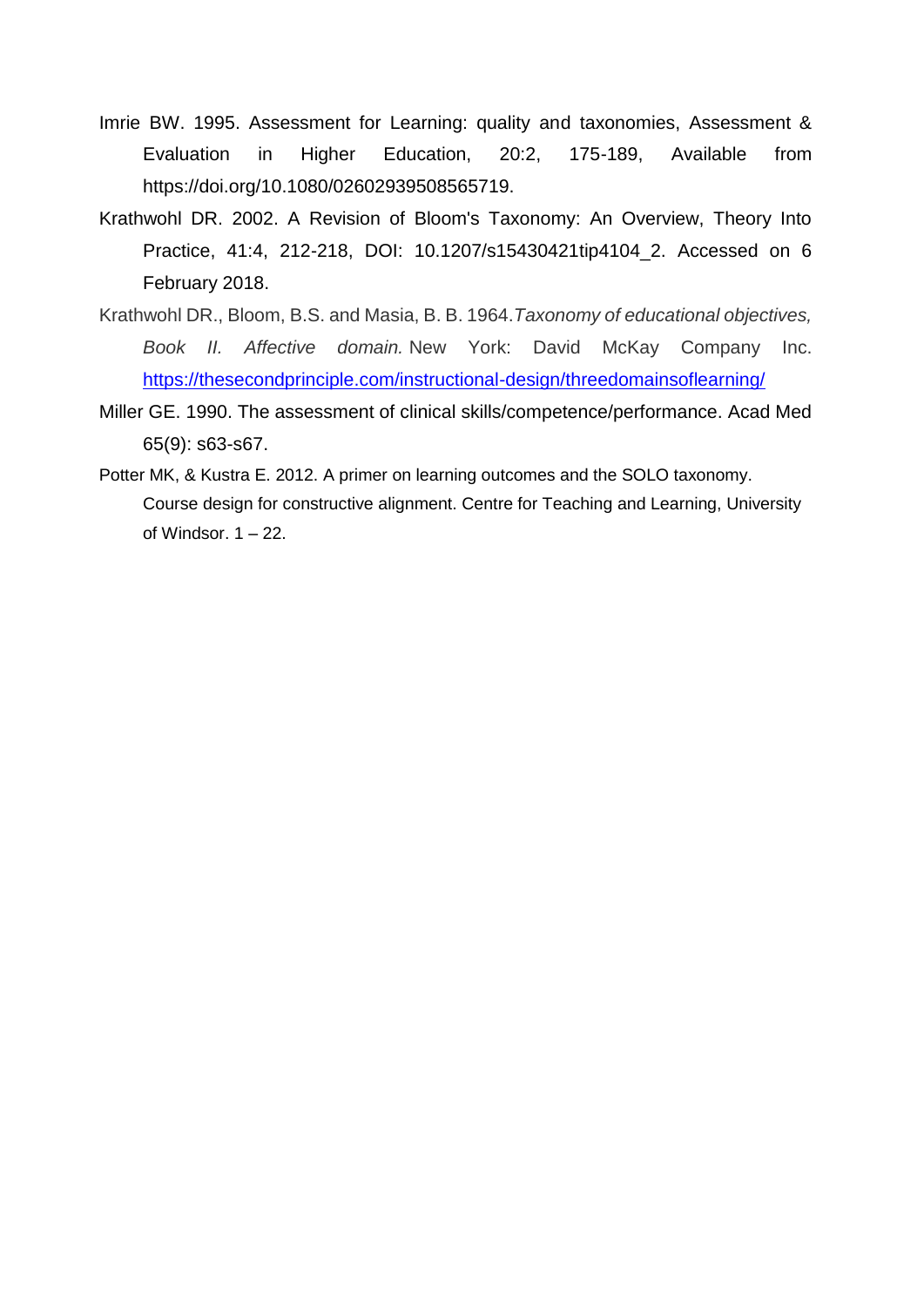Imrie BW. 1995. Assessment for Learning: quality and taxonomies, Assessment & Evaluation in Higher Education, 20:2, 175-189, Available from https://doi.org/10.1080/02602939508565719.

Krathwohl DR. 2002. A Revision of Bloom's Taxonomy: An Overview, Theory Into Practice, 41:4, 212-218, DOI: 10.1207/s15430421tip4104_2. Accessed on 6 February 2018.

Krathwohl DR., Bloom, B.S. and Masia, B. B. 1964.*Taxonomy of educational objectives, Book II. Affective domain.* New York: David McKay Company Inc. https://thesecondprinciple.com/instructional-design/threedomainsoflearning/

Miller GE. 1990. The assessment of clinical skills/competence/performance. Acad Med 65(9): s63-s67.

Potter MK, & Kustra E. 2012. A primer on learning outcomes and the SOLO taxonomy. Course design for constructive alignment. Centre for Teaching and Learning, University of Windsor. 1 – 22.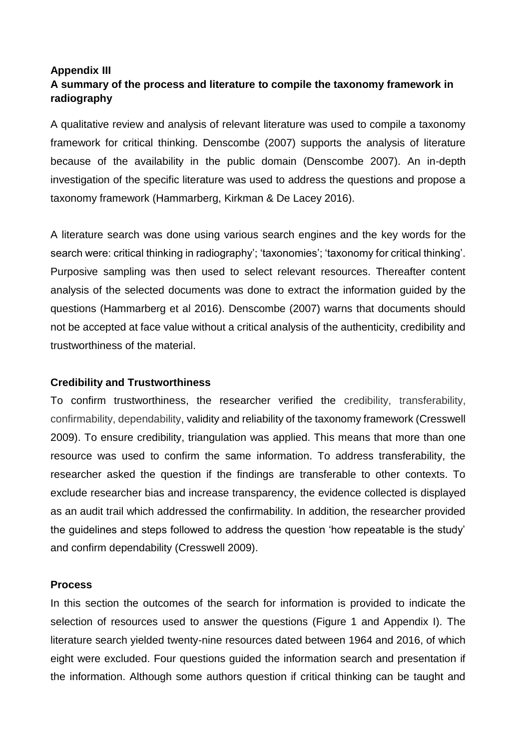**Appendix III**

**A summary of the process and literature to compile the taxonomy framework in radiography**

A qualitative review and analysis of relevant literature was used to compile a taxonomy framework for critical thinking. Denscombe (2007) supports the analysis of literature because of the availability in the public domain (Denscombe 2007). An in-depth investigation of the specific literature was used to address the questions and propose a taxonomy framework (Hammarberg, Kirkman & De Lacey 2016).

A literature search was done using various search engines and the key words for the search were: critical thinking in radiography'; 'taxonomies'; 'taxonomy for critical thinking'. Purposive sampling was then used to select relevant resources. Thereafter content analysis of the selected documents was done to extract the information guided by the questions (Hammarberg et al 2016). Denscombe (2007) warns that documents should not be accepted at face value without a critical analysis of the authenticity, credibility and trustworthiness of the material.

**Credibility and Trustworthiness**

To confirm trustworthiness, the researcher verified the credibility, transferability, confirmability, dependability, validity and reliability of the taxonomy framework (Cresswell 2009). To ensure credibility, triangulation was applied. This means that more than one resource was used to confirm the same information. To address transferability, the researcher asked the question if the findings are transferable to other contexts. To exclude researcher bias and increase transparency, the evidence collected is displayed as an audit trail which addressed the confirmability. In addition, the researcher provided the guidelines and steps followed to address the question 'how repeatable is the study' and confirm dependability (Cresswell 2009).

**Process**

In this section the outcomes of the search for information is provided to indicate the selection of resources used to answer the questions (Figure 1 and Appendix I). The literature search yielded twenty-nine resources dated between 1964 and 2016, of which eight were excluded. Four questions guided the information search and presentation if the information. Although some authors question if critical thinking can be taught and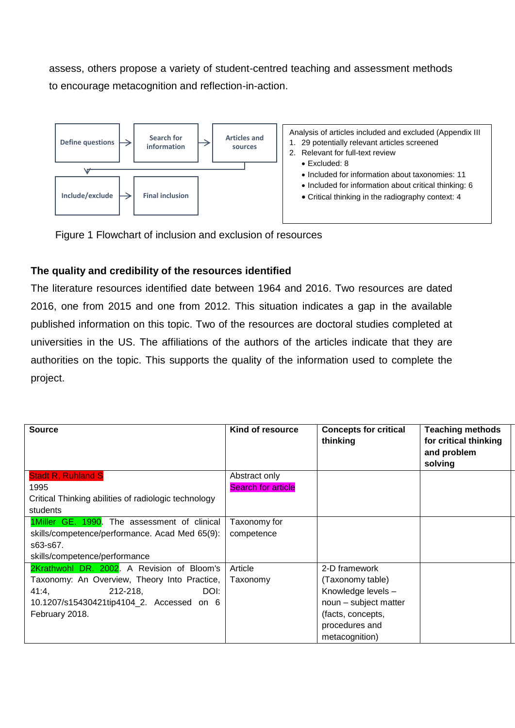assess, others propose a variety of student-centred teaching and assessment methods to encourage metacognition and reflection-in-action.

Define questions → Search for information → Articles and sources → Include/exclude → Final inclusion

Analysis of articles included and excluded (Appendix III

1. 29 potentially relevant articles screened
2. Relevant for full-text review
   - Excluded: 8
   - Included for information about taxonomies: 11
   - Included for information about critical thinking: 6
   - Critical thinking in the radiography context: 4

Figure 1 Flowchart of inclusion and exclusion of resources

### The quality and credibility of the resources identified

The literature resources identified date between 1964 and 2016. Two resources are dated 2016, one from 2015 and one from 2012. This situation indicates a gap in the available published information on this topic. Two of the resources are doctoral studies completed at universities in the US. The affiliations of the authors of the articles indicate that they are authorities on the topic. This supports the quality of the information used to complete the project.

| Source | Kind of resource | Concepts for critical thinking | Teaching methods for critical thinking and problem solving |
|---|---|---|---|
| Stadt R, Ruhland S<br>1995<br>Critical Thinking abilities of radiologic technology students | Abstract only<br>Search for article | | |
| 1Miller GE. 1990. The assessment of clinical skills/competence/performance. Acad Med 65(9): s63-s67.<br>skills/competence/performance | Taxonomy for competence | | |
| 2Krathwohl DR. 2002. A Revision of Bloom's Taxonomy: An Overview, Theory Into Practice, 41:4, 212-218, DOI: 10.1207/s15430421tip4104_2. Accessed on 6 February 2018. | Article<br>Taxonomy | 2-D framework (Taxonomy table)<br>Knowledge levels – noun – subject matter (facts, concepts, procedures and metacognition) | |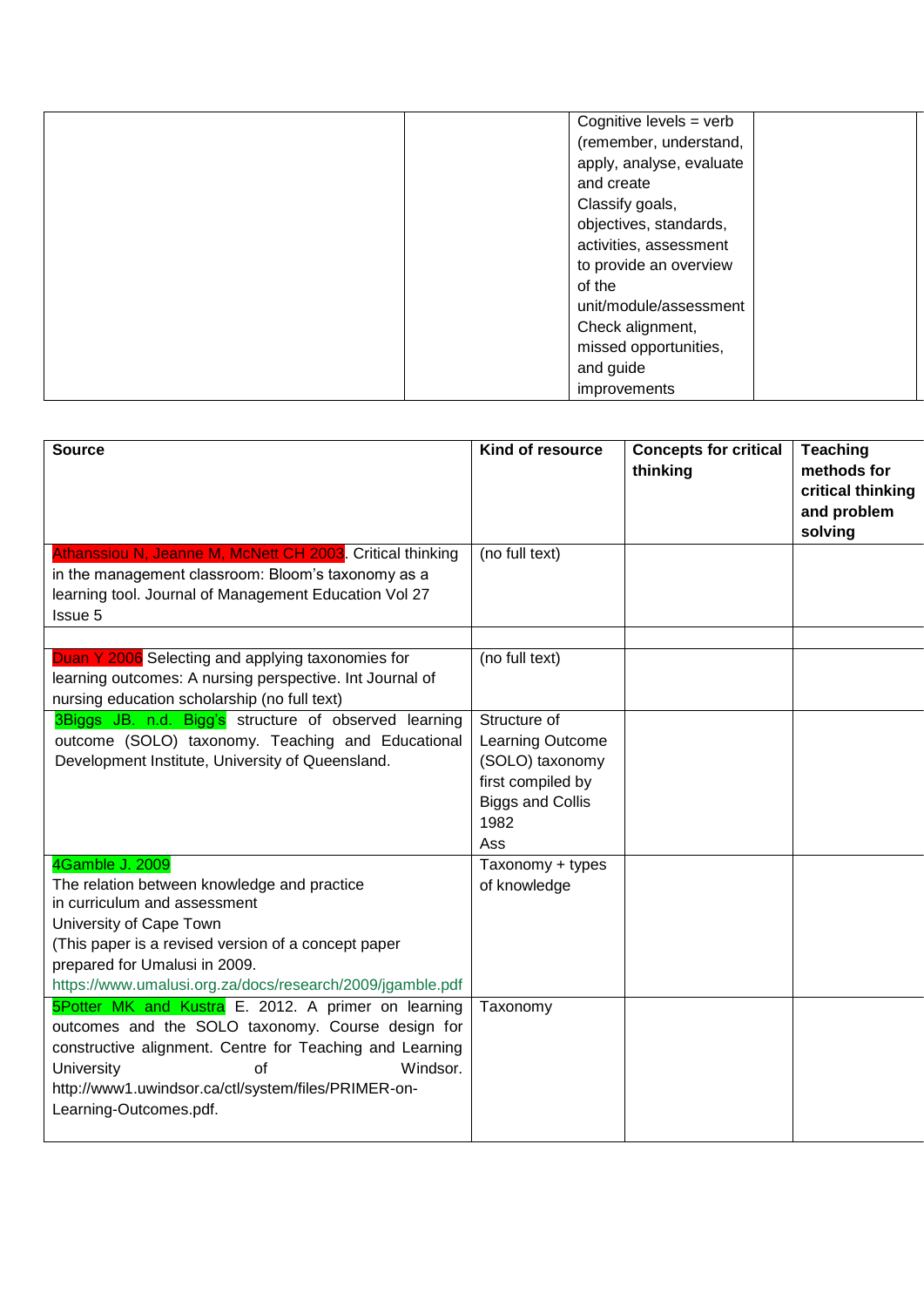| | | | |
|---|---|---|---|
| | | Cognitive levels = verb (remember, understand, apply, analyse, evaluate and create<br>Classify goals, objectives, standards, activities, assessment to provide an overview of the unit/module/assessment<br>Check alignment, missed opportunities, and guide improvements | |

| **Source** | **Kind of resource** | **Concepts for critical thinking** | **Teaching methods for critical thinking and problem solving** |
|---|---|---|---|
| Athanssiou N, Jeanne M, McNett CH 2003. Critical thinking in the management classroom: Bloom's taxonomy as a learning tool. Journal of Management Education Vol 27 Issue 5 | (no full text) | | |
| | | | |
| Duan Y 2006 Selecting and applying taxonomies for learning outcomes: A nursing perspective. Int Journal of nursing education scholarship (no full text) | (no full text) | | |
| 3Biggs JB. n.d. Bigg's structure of observed learning outcome (SOLO) taxonomy. Teaching and Educational Development Institute, University of Queensland. | Structure of Learning Outcome (SOLO) taxonomy first compiled by Biggs and Collis 1982<br>Ass | | |
| 4Gamble J. 2009<br>The relation between knowledge and practice in curriculum and assessment<br>University of Cape Town<br>(This paper is a revised version of a concept paper prepared for Umalusi in 2009.<br>https://www.umalusi.org.za/docs/research/2009/jgamble.pdf | Taxonomy + types of knowledge | | |
| 5Potter MK and Kustra E. 2012. A primer on learning outcomes and the SOLO taxonomy. Course design for constructive alignment. Centre for Teaching and Learning University of Windsor. http://www1.uwindsor.ca/ctl/system/files/PRIMER-on-Learning-Outcomes.pdf. | Taxonomy | | |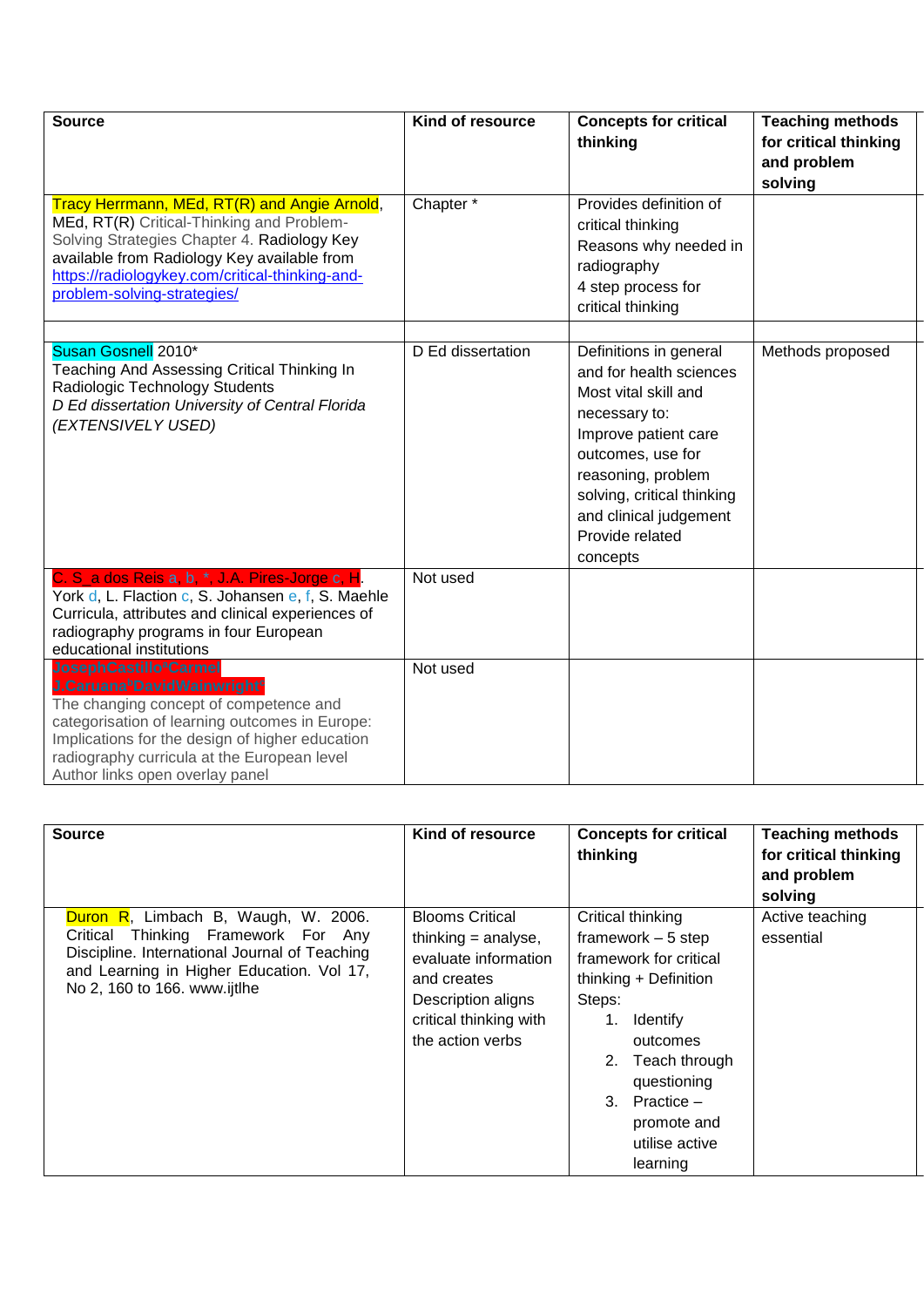| Source | Kind of resource | Concepts for critical thinking | Teaching methods for critical thinking and problem solving |
| --- | --- | --- | --- |
| Tracy Herrmann, MEd, RT(R) and Angie Arnold, MEd, RT(R) Critical-Thinking and Problem-Solving Strategies Chapter 4. Radiology Key available from Radiology Key available from https://radiologykey.com/critical-thinking-and-problem-solving-strategies/ | Chapter * | Provides definition of critical thinking<br>Reasons why needed in radiography<br>4 step process for critical thinking | |
| | | | |
| Susan Gosnell 2010*<br>Teaching And Assessing Critical Thinking In Radiologic Technology Students<br>*D Ed dissertation University of Central Florida (EXTENSIVELY USED)* | D Ed dissertation | Definitions in general and for health sciences<br>Most vital skill and necessary to:<br>Improve patient care outcomes, use for reasoning, problem solving, critical thinking and clinical judgement<br>Provide related concepts | Methods proposed |
| C. S. a dos Reis a, b, *, J.A. Pires-Jorge c, H. York d, L. Flaction c, S. Johansen e, f, S. Maehle<br>Curricula, attributes and clinical experiences of radiography programs in four European educational institutions | Not used | | |
| JosephCastillo*Carmel J.Caruana*DavidWainwright*<br>The changing concept of competence and categorisation of learning outcomes in Europe: Implications for the design of higher education radiography curricula at the European level<br>Author links open overlay panel | Not used | | |

| Source | Kind of resource | Concepts for critical thinking | Teaching methods for critical thinking and problem solving |
| --- | --- | --- | --- |
| Duron R, Limbach B, Waugh, W. 2006. Critical Thinking Framework For Any Discipline. International Journal of Teaching and Learning in Higher Education. Vol 17, No 2, 160 to 166. www.ijtlhe | Blooms Critical thinking = analyse, evaluate information and creates<br>Description aligns critical thinking with the action verbs | Critical thinking framework – 5 step framework for critical thinking + Definition<br>Steps:<br>1. Identify outcomes<br>2. Teach through questioning<br>3. Practice – promote and utilise active learning | Active teaching essential |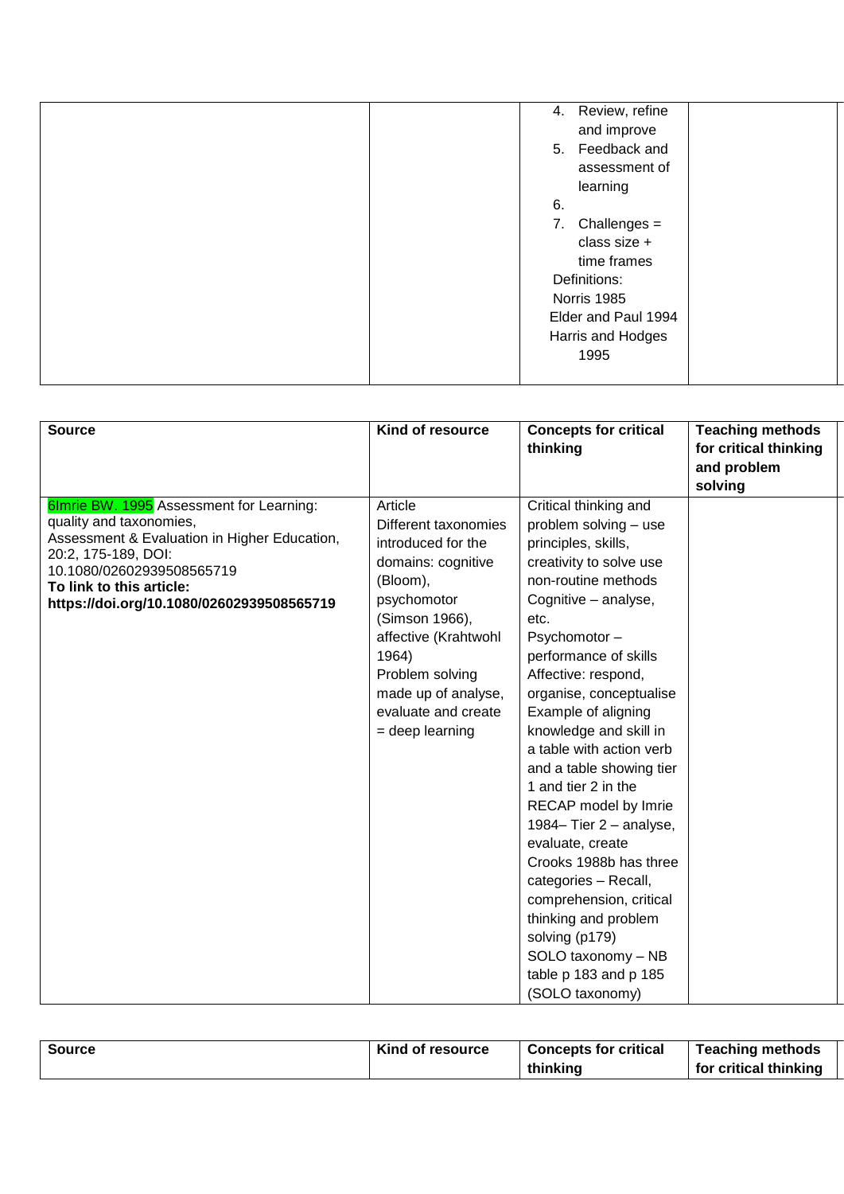| | | 4. Review, refine and improve<br>5. Feedback and assessment of learning<br>6.<br>7. Challenges = class size + time frames<br>Definitions:<br>Norris 1985<br>Elder and Paul 1994<br>Harris and Hodges 1995 | |
|---|---|---|---|

| Source | Kind of resource | Concepts for critical thinking | Teaching methods for critical thinking and problem solving |
|---|---|---|---|
| 6Imrie BW. 1995 Assessment for Learning: quality and taxonomies, Assessment & Evaluation in Higher Education, 20:2, 175-189, DOI: 10.1080/02602939508565719<br>**To link to this article: https://doi.org/10.1080/02602939508565719** | Article<br>Different taxonomies introduced for the domains: cognitive (Bloom), psychomotor (Simson 1966), affective (Krahtwohl 1964)<br>Problem solving made up of analyse, evaluate and create = deep learning | Critical thinking and problem solving – use principles, skills, creativity to solve use non-routine methods<br>Cognitive – analyse, etc.<br>Psychomotor – performance of skills<br>Affective: respond, organise, conceptualise<br>Example of aligning knowledge and skill in a table with action verb and a table showing tier 1 and tier 2 in the RECAP model by Imrie 1984– Tier 2 – analyse, evaluate, create<br>Crooks 1988b has three categories – Recall, comprehension, critical thinking and problem solving (p179)<br>SOLO taxonomy – NB table p 183 and p 185 (SOLO taxonomy) | |

| Source | Kind of resource | Concepts for critical thinking | Teaching methods for critical thinking |
|---|---|---|---|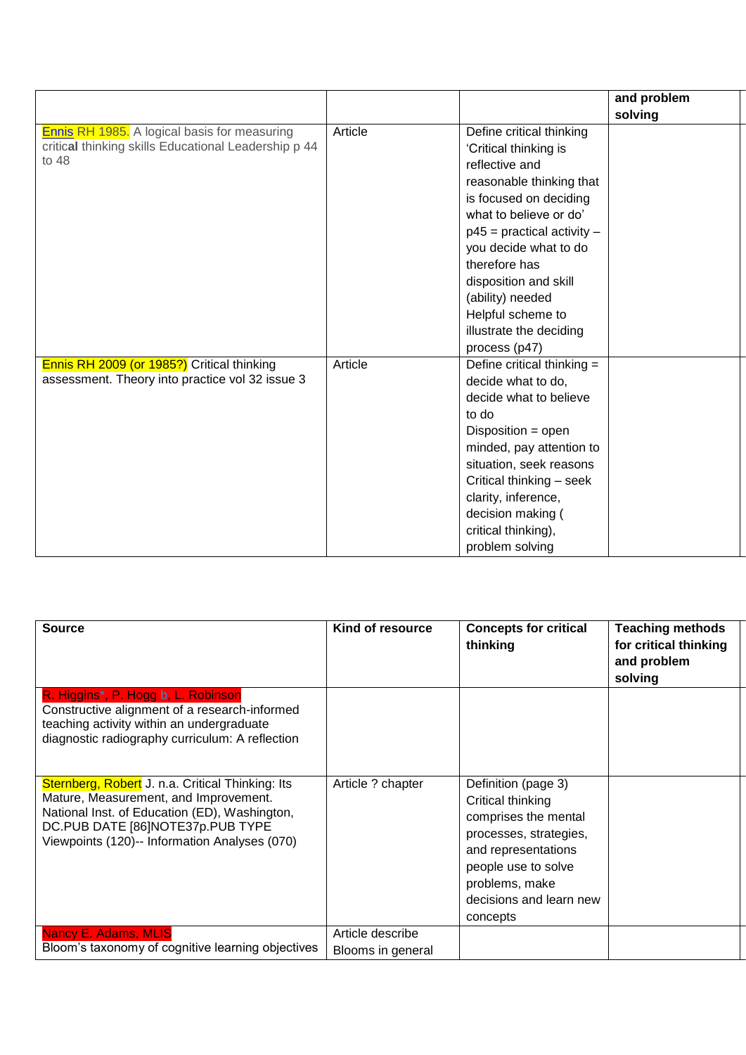| | | | and problem solving |
|---|---|---|---|
| Ennis RH 1985. A logical basis for measuring critical thinking skills Educational Leadership p 44 to 48 | Article | Define critical thinking 'Critical thinking is reflective and reasonable thinking that is focused on deciding what to believe or do' p45 = practical activity – you decide what to do therefore has disposition and skill (ability) needed Helpful scheme to illustrate the deciding process (p47) | |
| Ennis RH 2009 (or 1985?) Critical thinking assessment. Theory into practice vol 32 issue 3 | Article | Define critical thinking = decide what to do, decide what to believe to do Disposition = open minded, pay attention to situation, seek reasons Critical thinking – seek clarity, inference, decision making ( critical thinking), problem solving | |

| Source | Kind of resource | Concepts for critical thinking | Teaching methods for critical thinking and problem solving |
|---|---|---|---|
| R. Higgins*, P. Hogg b, L. Robinson Constructive alignment of a research-informed teaching activity within an undergraduate diagnostic radiography curriculum: A reflection | | | |
| Sternberg, Robert J. n.a. Critical Thinking: Its Mature, Measurement, and Improvement. National Inst. of Education (ED), Washington, DC.PUB DATE [86]NOTE37p.PUB TYPE Viewpoints (120)-- Information Analyses (070) | Article ? chapter | Definition (page 3) Critical thinking comprises the mental processes, strategies, and representations people use to solve problems, make decisions and learn new concepts | |
| Nancy E. Adams, MLIS Bloom's taxonomy of cognitive learning objectives | Article describe Blooms in general | | |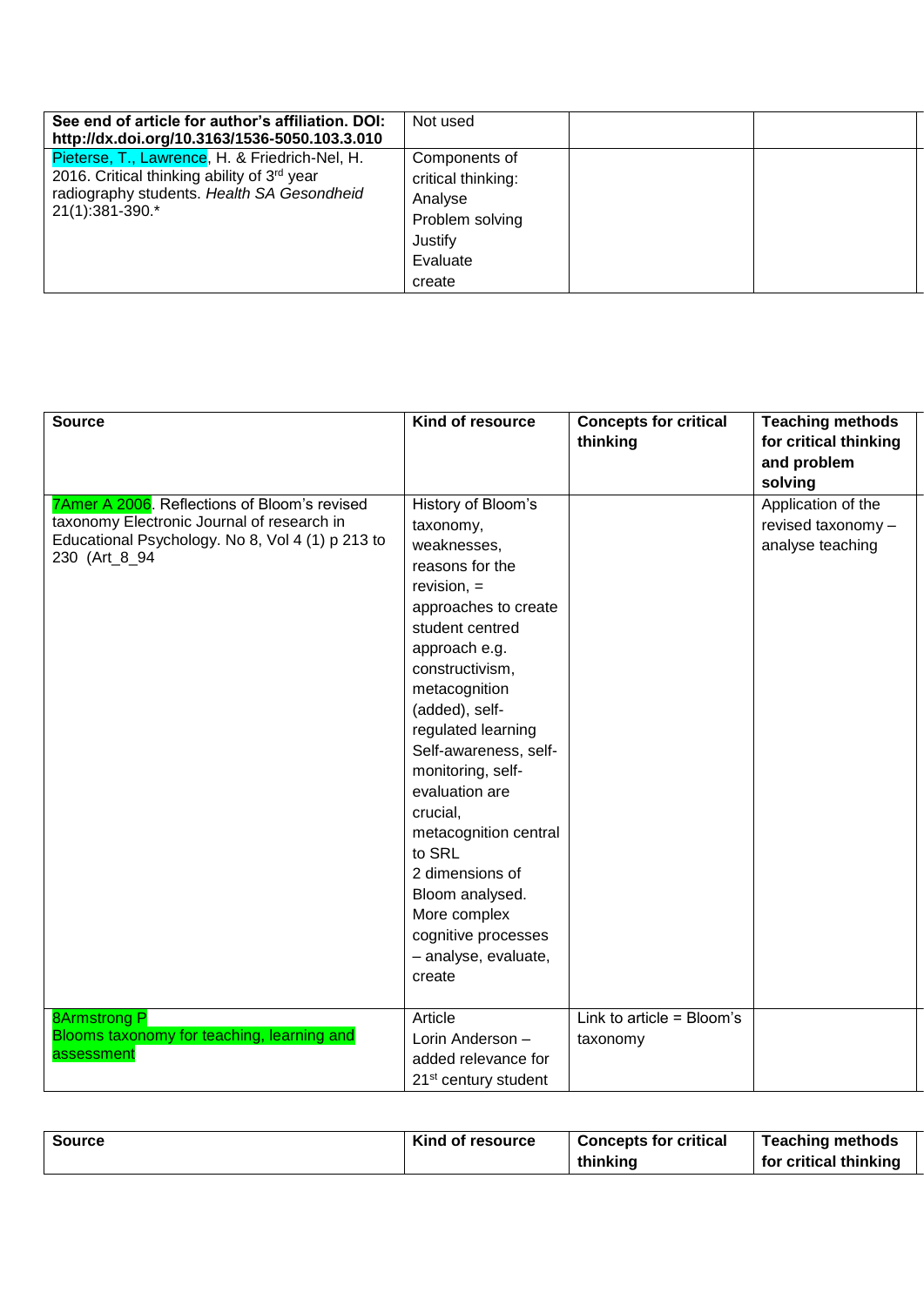| See end of article for author's affiliation. DOI: http://dx.doi.org/10.3163/1536-5050.103.3.010 | Not used | | |
|---|---|---|---|
| Pieterse, T., Lawrence, H. & Friedrich-Nel, H. 2016. Critical thinking ability of 3rd year radiography students. *Health SA Gesondheid* 21(1):381-390.* | Components of critical thinking: Analyse Problem solving Justify Evaluate create | | |

| Source | Kind of resource | Concepts for critical thinking | Teaching methods for critical thinking and problem solving |
|---|---|---|---|
| 7Amer A 2006. Reflections of Bloom's revised taxonomy Electronic Journal of research in Educational Psychology. No 8, Vol 4 (1) p 213 to 230 (Art_8_94 | History of Bloom's taxonomy, weaknesses, reasons for the revision, = approaches to create student centred approach e.g. constructivism, metacognition (added), self-regulated learning Self-awareness, self-monitoring, self-evaluation are crucial, metacognition central to SRL 2 dimensions of Bloom analysed. More complex cognitive processes – analyse, evaluate, create | | Application of the revised taxonomy – analyse teaching |
| 8Armstrong P Blooms taxonomy for teaching, learning and assessment | Article Lorin Anderson – added relevance for 21st century student | Link to article = Bloom's taxonomy | |

| Source | Kind of resource | Concepts for critical thinking | Teaching methods for critical thinking |
|---|---|---|---|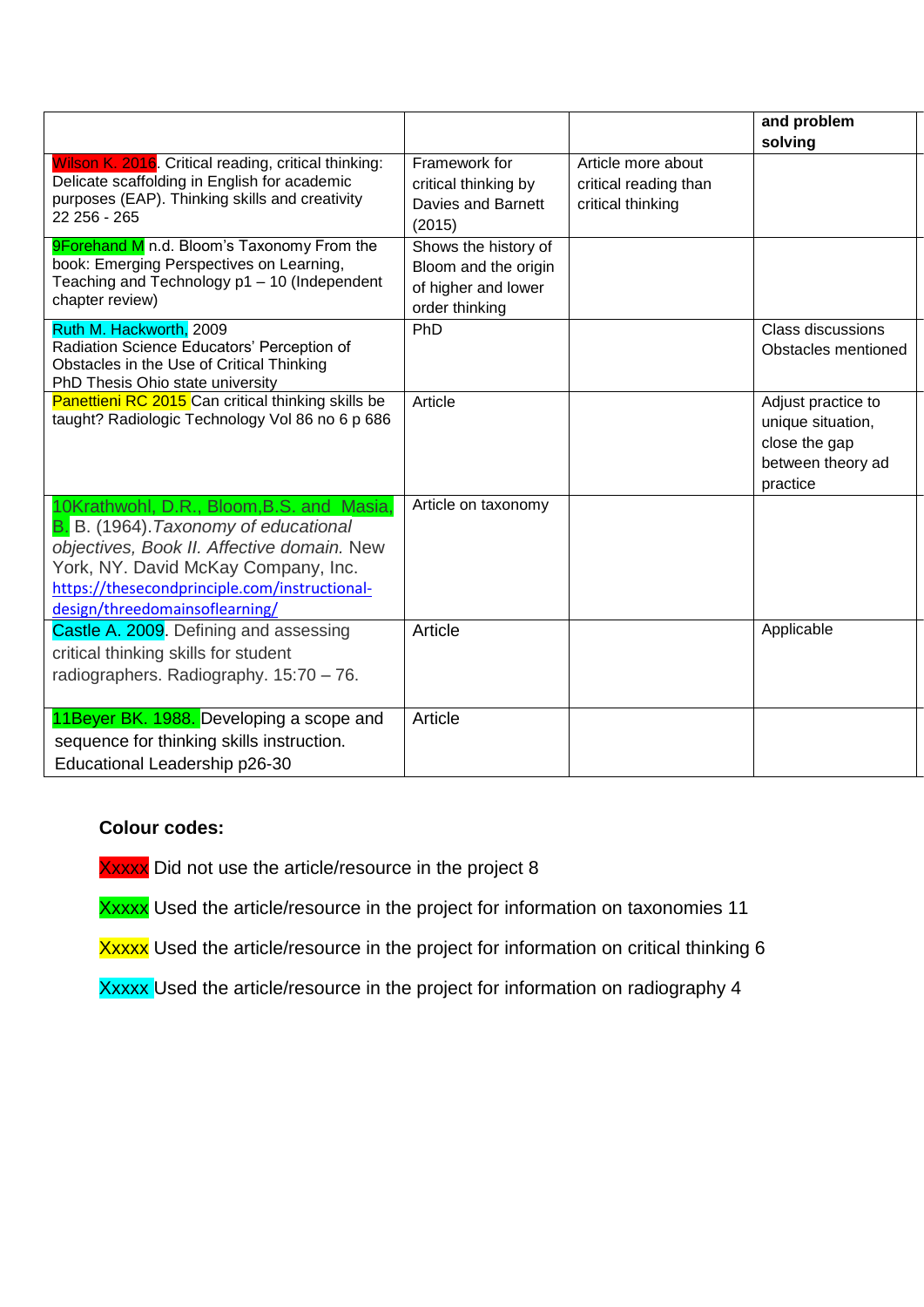| | | | and problem solving |
|---|---|---|---|
| Wilson K. 2016. Critical reading, critical thinking: Delicate scaffolding in English for academic purposes (EAP). Thinking skills and creativity 22 256 - 265 | Framework for critical thinking by Davies and Barnett (2015) | Article more about critical reading than critical thinking | |
| 9Forehand M n.d. Bloom's Taxonomy From the book: Emerging Perspectives on Learning, Teaching and Technology p1 – 10 (Independent chapter review) | Shows the history of Bloom and the origin of higher and lower order thinking | | |
| Ruth M. Hackworth, 2009 Radiation Science Educators' Perception of Obstacles in the Use of Critical Thinking PhD Thesis Ohio state university | PhD | | Class discussions Obstacles mentioned |
| Panettieni RC 2015 Can critical thinking skills be taught? Radiologic Technology Vol 86 no 6 p 686 | Article | | Adjust practice to unique situation, close the gap between theory ad practice |
| 10Krathwohl, D.R., Bloom,B.S. and Masia, B. B. (1964).*Taxonomy of educational objectives, Book II. Affective domain.* New York, NY. David McKay Company, Inc. https://thesecondprinciple.com/instructional-design/threedomainsoflearning/ | Article on taxonomy | | |
| Castle A. 2009. Defining and assessing critical thinking skills for student radiographers. Radiography. 15:70 – 76. | Article | | Applicable |
| 11Beyer BK. 1988. Developing a scope and sequence for thinking skills instruction. Educational Leadership p26-30 | Article | | |

**Colour codes:**

Xxxxx Did not use the article/resource in the project 8

Xxxxx Used the article/resource in the project for information on taxonomies 11

Xxxxx Used the article/resource in the project for information on critical thinking 6

Xxxxx Used the article/resource in the project for information on radiography 4